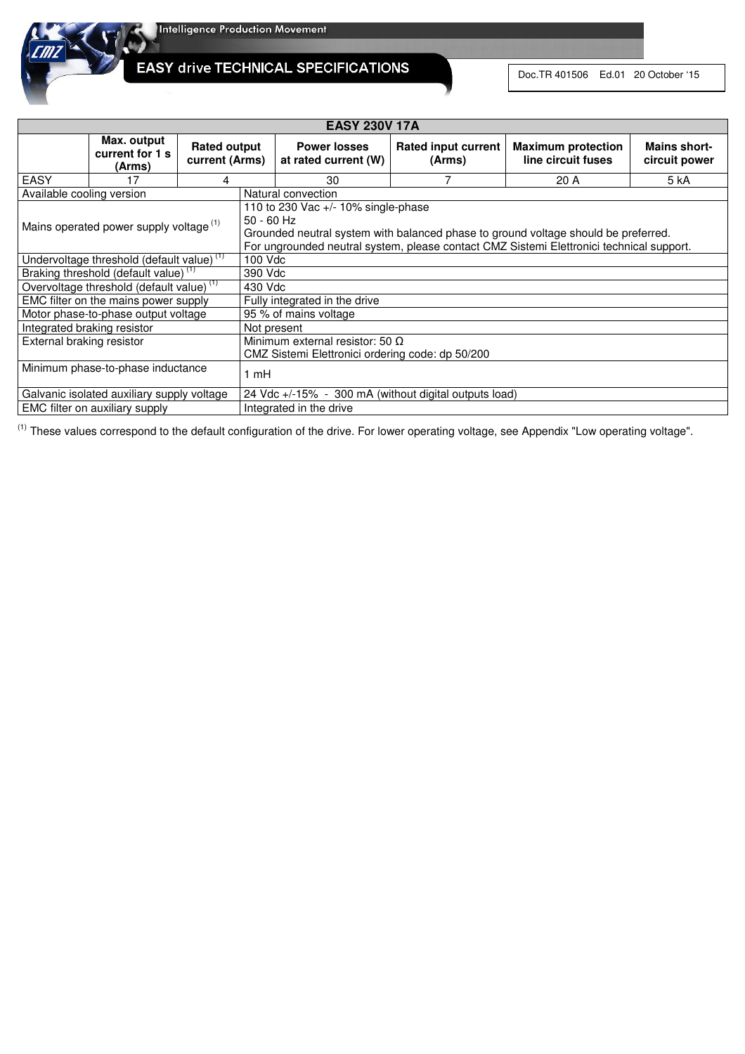# EASY drive TECHNICAL SPECIFICATIONS

Doc.TR 401506 Ed.01 20 October '15

| EASY 230V 17A | | | | | | |
|---|---|---|---|---|---|---|
| | **Max. output current for 1 s (Arms)** | **Rated output current (Arms)** | **Power losses at rated current (W)** | **Rated input current (Arms)** | **Maximum protection line circuit fuses** | **Mains short-circuit power** |
| EASY | 17 | 4 | 30 | 7 | 20 A | 5 kA |

| | |
|---|---|
| Available cooling version | Natural convection |
| Mains operated power supply voltage [1] | 110 to 230 Vac +/- 10% single-phase<br>50 - 60 Hz<br>Grounded neutral system with balanced phase to ground voltage should be preferred.<br>For ungrounded neutral system, please contact CMZ Sistemi Elettronici technical support. |
| Undervoltage threshold (default value) [1] | 100 Vdc |
| Braking threshold (default value) [1] | 390 Vdc |
| Overvoltage threshold (default value) [1] | 430 Vdc |
| EMC filter on the mains power supply | Fully integrated in the drive |
| Motor phase-to-phase output voltage | 95 % of mains voltage |
| Integrated braking resistor | Not present |
| External braking resistor | Minimum external resistor: 50 Ω<br>CMZ Sistemi Elettronici ordering code: dp 50/200 |
| Minimum phase-to-phase inductance | 1 mH |
| Galvanic isolated auxiliary supply voltage | 24 Vdc +/-15% - 300 mA (without digital outputs load) |
| EMC filter on auxiliary supply | Integrated in the drive |

[1] These values correspond to the default configuration of the drive. For lower operating voltage, see Appendix "Low operating voltage".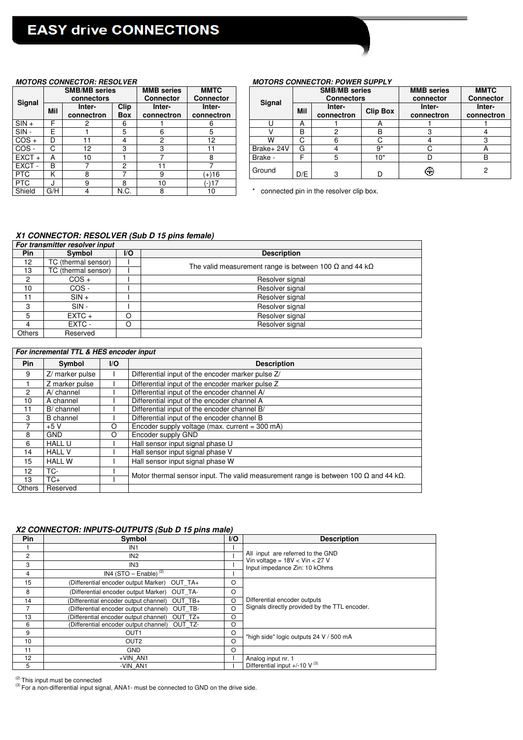# EASY drive CONNECTIONS

***MOTORS CONNECTOR: RESOLVER***

| Signal | SMB/MB series connectors | | | MMB series Connector | MMTC Connector |
|---|---|---|---|---|---|
| | Mil | Inter-connectron | Clip Box | Inter-connectron | Inter-connectron |
| SIN + | F | 2 | 6 | 1 | 6 |
| SIN - | E | 1 | 5 | 6 | 5 |
| COS + | D | 11 | 4 | 2 | 12 |
| COS - | C | 12 | 3 | 3 | 11 |
| EXCT + | A | 10 | 1 | 7 | 8 |
| EXCT - | B | 7 | 2 | 11 | 7 |
| PTC | K | 8 | 7 | 9 | (+)16 |
| PTC | J | 9 | 8 | 10 | (-)17 |
| Shield | G/H | 4 | N.C. | 8 | 10 |

***MOTORS CONNECTOR: POWER SUPPLY***

| Signal | SMB/MB series Connectors | | | MMB series connector | MMTC Connector |
|---|---|---|---|---|---|
| | Mil | Inter-connectron | Clip Box | Inter-connectron | Inter-connectron |
| U | A | 1 | A | 1 | 1 |
| V | B | 2 | B | 3 | 4 |
| W | C | 6 | C | 4 | 3 |
| Brake+ 24V | G | 4 | 9* | C | A |
| Brake - | F | 5 | 10* | D | B |
| Ground | D/E | 3 | D | ⏚ | 2 |

\* connected pin in the resolver clip box.

***X1 CONNECTOR: RESOLVER (Sub D 15 pins female)***

| ***For transmitter resolver input*** | | | |
|---|---|---|---|
| **Pin** | **Symbol** | **I/O** | **Description** |
| 12 | TC (thermal sensor) | I | The valid measurement range is between 100 Ω and 44 kΩ |
| 13 | TC (thermal sensor) | I | |
| 2 | COS + | I | Resolver signal |
| 10 | COS - | I | Resolver signal |
| 11 | SIN + | I | Resolver signal |
| 3 | SIN - | I | Resolver signal |
| 5 | EXTC + | O | Resolver signal |
| 4 | EXTC - | O | Resolver signal |
| Others | Reserved | | |

| ***For incremental TTL & HES encoder input*** | | | |
|---|---|---|---|
| **Pin** | **Symbol** | **I/O** | **Description** |
| 9 | Z/ marker pulse | I | Differential input of the encoder marker pulse Z/ |
| 1 | Z marker pulse | I | Differential input of the encoder marker pulse Z |
| 2 | A/ channel | I | Differential input of the encoder channel A/ |
| 10 | A channel | I | Differential input of the encoder channel A |
| 11 | B/ channel | I | Differential input of the encoder channel B/ |
| 3 | B channel | I | Differential input of the encoder channel B |
| 7 | +5 V | O | Encoder supply voltage (max. current = 300 mA) |
| 8 | GND | O | Encoder supply GND |
| 6 | HALL U | I | Hall sensor input signal phase U |
| 14 | HALL V | I | Hall sensor input signal phase V |
| 15 | HALL W | I | Hall sensor input signal phase W |
| 12 | TC- | I | Motor thermal sensor input. The valid measurement range is between 100 Ω and 44 kΩ. |
| 13 | TC+ | I | |
| Others | Reserved | | |

***X2 CONNECTOR: INPUTS-OUTPUTS (Sub D 15 pins male)***

| Pin | Symbol | I/O | Description |
|---|---|---|---|
| 1 | IN1 | I | All input are referred to the GND<br>Vin voltage = 18V < Vin < 27 V<br>Input impedance Zin: 10 kOhms |
| 2 | IN2 | I | |
| 3 | IN3 | I | |
| 4 | IN4 (STO – Enable) [2] | I | |
| 15 | (Differential encoder output Marker) OUT_TA+ | O | Differential encoder outputs<br>Signals directly provided by the TTL encoder. |
| 8 | (Differential encoder output Marker) OUT_TA- | O | |
| 14 | (Differential encoder output channel) OUT_TB+ | O | |
| 7 | (Differential encoder output channel) OUT_TB- | O | |
| 13 | (Differential encoder output channel) OUT_TZ+ | O | |
| 6 | (Differential encoder output channel) OUT_TZ- | O | |
| 9 | OUT1 | O | "high side" logic outputs 24 V / 500 mA |
| 10 | OUT2 | O | |
| 11 | GND | O | |
| 12 | +VIN_AN1 | I | Analog input nr. 1<br>Differential input +/-10 V [3] |
| 5 | -VIN_AN1 | I | |

[2] This input must be connected

[3] For a non-differential input signal, ANA1- must be connected to GND on the drive side.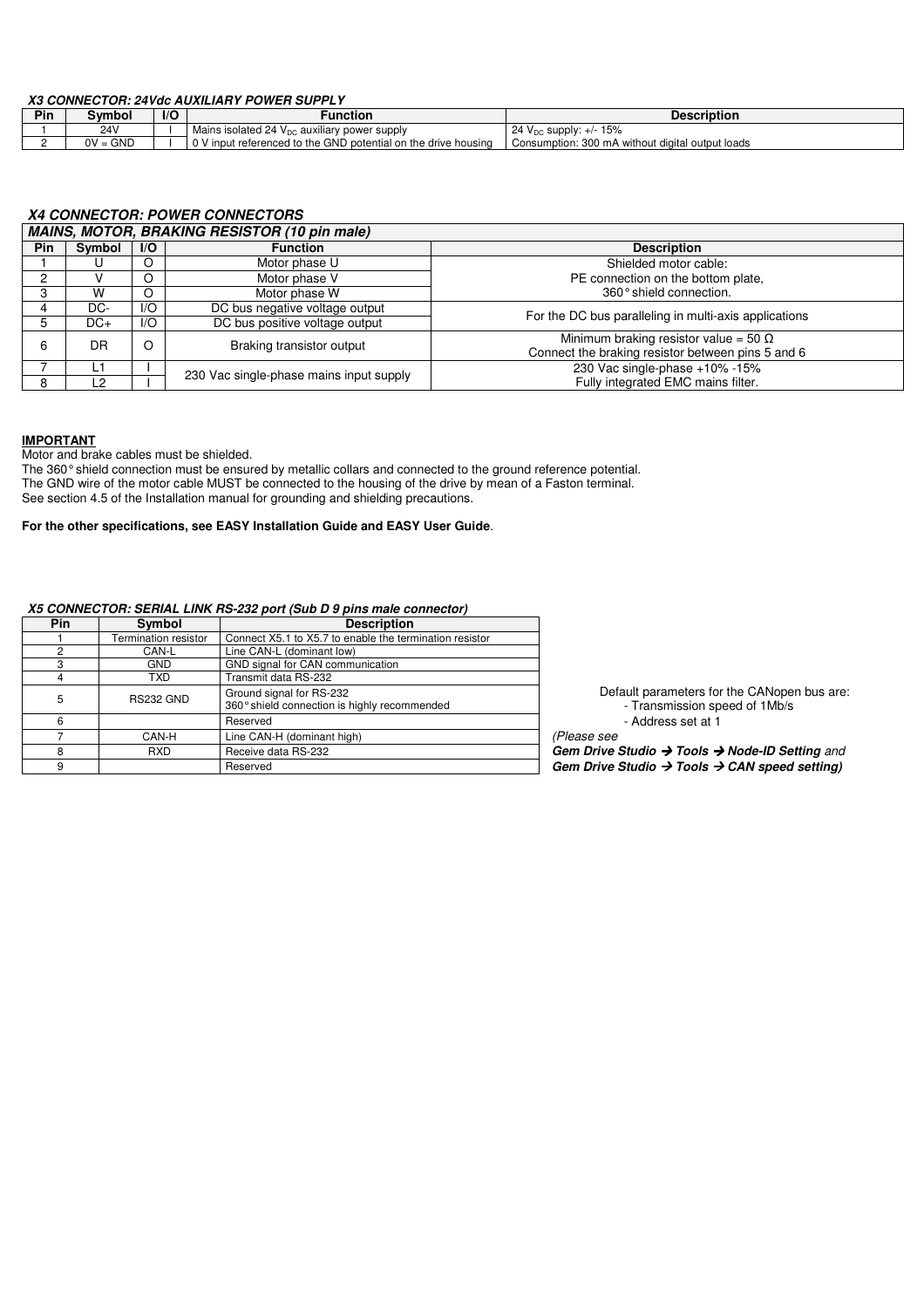### *X3 CONNECTOR: 24Vdc AUXILIARY POWER SUPPLY*

| Pin | Symbol | I/O | Function | Description |
|---|---|---|---|---|
| 1 | 24V | I | Mains isolated 24 $V_{DC}$ auxiliary power supply | 24 $V_{DC}$ supply: +/- 15% |
| 2 | 0V = GND | I | 0 V input referenced to the GND potential on the drive housing | Consumption: 300 mA without digital output loads |

### *X4 CONNECTOR: POWER CONNECTORS*

| *MAINS, MOTOR, BRAKING RESISTOR (10 pin male)* | | | | |
|---|---|---|---|---|
| **Pin** | **Symbol** | **I/O** | **Function** | **Description** |
| 1 | U | O | Motor phase U | Shielded motor cable: PE connection on the bottom plate, 360° shield connection. |
| 2 | V | O | Motor phase V | |
| 3 | W | O | Motor phase W | |
| 4 | DC- | I/O | DC bus negative voltage output | For the DC bus paralleling in multi-axis applications |
| 5 | DC+ | I/O | DC bus positive voltage output | |
| 6 | DR | O | Braking transistor output | Minimum braking resistor value = 50 Ω<br>Connect the braking resistor between pins 5 and 6 |
| 7 | L1 | I | 230 Vac single-phase mains input supply | 230 Vac single-phase +10% -15%<br>Fully integrated EMC mains filter. |
| 8 | L2 | I | | |

**IMPORTANT**

Motor and brake cables must be shielded.
The 360° shield connection must be ensured by metallic collars and connected to the ground reference potential.
The GND wire of the motor cable MUST be connected to the housing of the drive by mean of a Faston terminal.
See section 4.5 of the Installation manual for grounding and shielding precautions.

**For the other specifications, see EASY Installation Guide and EASY User Guide**.

### *X5 CONNECTOR: SERIAL LINK RS-232 port (Sub D 9 pins male connector)*

| Pin | Symbol | Description |
|---|---|---|
| 1 | Termination resistor | Connect X5.1 to X5.7 to enable the termination resistor |
| 2 | CAN-L | Line CAN-L (dominant low) |
| 3 | GND | GND signal for CAN communication |
| 4 | TXD | Transmit data RS-232 |
| 5 | RS232 GND | Ground signal for RS-232<br>360° shield connection is highly recommended |
| 6 | | Reserved |
| 7 | CAN-H | Line CAN-H (dominant high) |
| 8 | RXD | Receive data RS-232 |
| 9 | | Reserved |

Default parameters for the CANopen bus are:
- Transmission speed of 1Mb/s
- Address set at 1

*(Please see*
***Gem Drive Studio → Tools → Node-ID Setting** and*
***Gem Drive Studio → Tools → CAN speed setting)***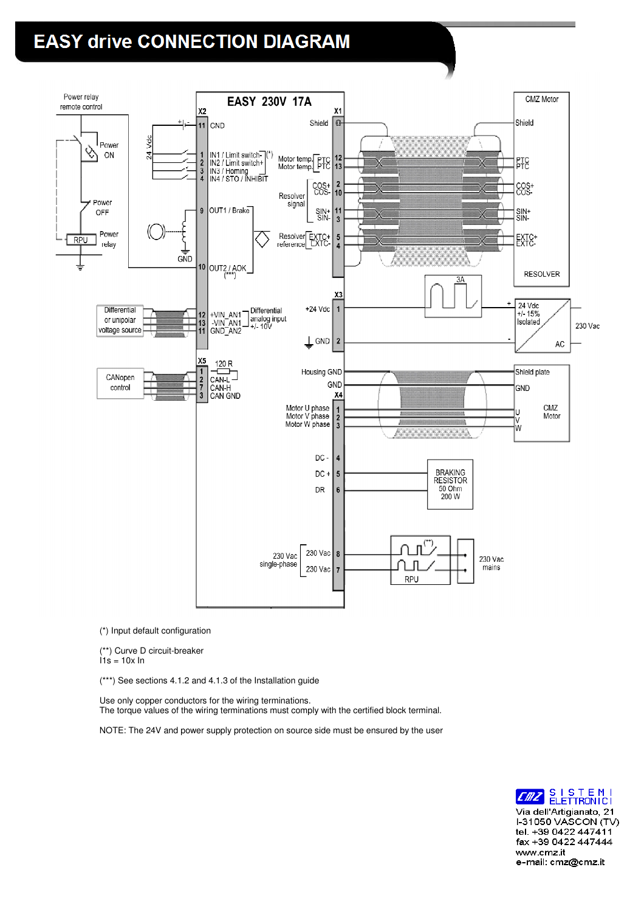# EASY drive CONNECTION DIAGRAM

Power relay
remote control

Power ON

Power OFF

RPU

Power relay

24 Vdc

GND

EASY 230V 17A

X2

11 GND

1 IN1 / Limit switch-

2 IN2 / Limit switch+

3 IN3 / Homing

4 IN4 / STO / INHIBIT

(*)

9 OUT1 / Brake

10 OUT2 / AOK

(***)

Differential or unipolar voltage source

12 +VIN_AN1

13 -VIN_AN1

11 GND_AN2

Differential analog input +/- 10V

X5

CANopen control

120 R

1

2 CAN-L

7 CAN-H

3 CAN GND

X1

Shield

Motor temp. PTC 12

Motor temp. PTC 13

Resolver signal

COS+ 2

COS- 10

SIN+ 11

SIN- 3

Resolver reference

EXTC+ 5

EXTC- 4

CMZ Motor

Shield

PTC

PTC

COS+

COS-

SIN+

SIN-

EXTC+

EXTC-

RESOLVER

X3

+24 Vdc 1

GND 2

3A

24 Vdc
+/- 15%
Isolated

AC

230 Vac

Housing GND

GND

X4

Motor U phase 1

Motor V phase 2

Motor W phase 3

Shield plate

GND

U

V

W

CMZ Motor

DC - 4

DC + 5

DR 6

BRAKING RESISTOR
50 Ohm
200 W

230 Vac single-phase

230 Vac 8

230 Vac 7

(**)

RPU

230 Vac mains

(*) Input default configuration

(**) Curve D circuit-breaker
I1s = 10x In

(***) See sections 4.1.2 and 4.1.3 of the Installation guide

Use only copper conductors for the wiring terminations.
The torque values of the wiring terminations must comply with the certified block terminal.

NOTE: The 24V and power supply protection on source side must be ensured by the user

CMZ SISTEMI ELETTRONICI
Via dell'Artigianato, 21
I-31050 VASCON (TV)
tel. +39 0422 447411
fax +39 0422 447444
www.cmz.it
e-mail: cmz@cmz.it